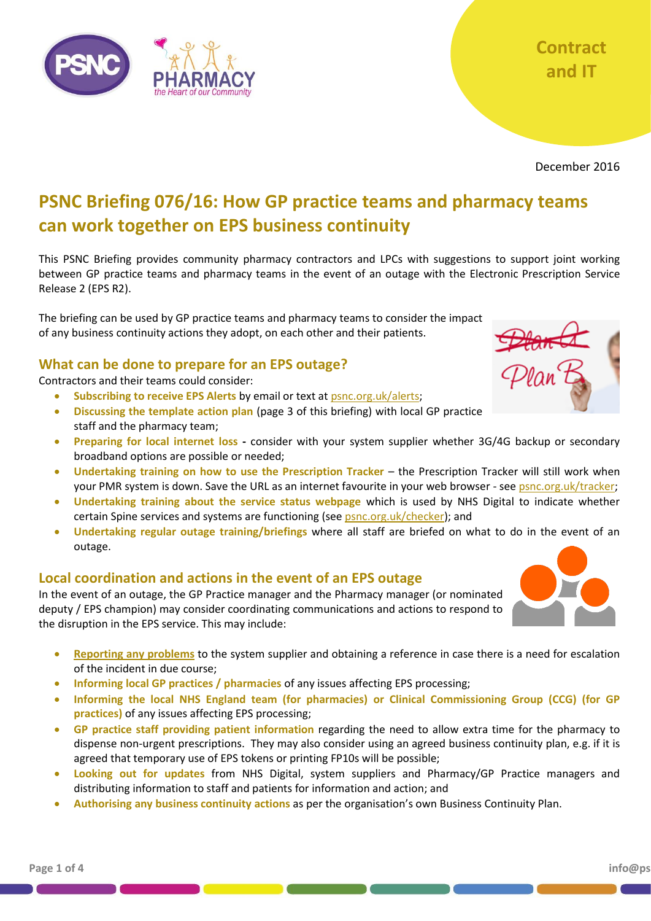Contract and IT

December 2016

# PSNC Briefing 076/16: How GP practice teams and pharmacy teams can work together on EPS business continuity

This PSNC Briefing provides community pharmacy contractors and LPCs with suggestions to support joint working between GP practice teams and pharmacy teams in the event of an outage with the Electronic Prescription Service Release 2 (EPS R2).

The briefing can be used by GP practice teams and pharmacy teams to consider the impact of any business continuity actions they adopt, on each other and their patients.

## What can be done to prepare for an EPS outage?

Contractors and their teams could consider:

- **Subscribing to receive EPS Alerts** by email or text at psnc.org.uk/alerts;
- **Discussing the template action plan** (page 3 of this briefing) with local GP practice staff and the pharmacy team;
- **Preparing for local internet loss** - consider with your system supplier whether 3G/4G backup or secondary broadband options are possible or needed;
- **Undertaking training on how to use the Prescription Tracker** – the Prescription Tracker will still work when your PMR system is down. Save the URL as an internet favourite in your web browser - see psnc.org.uk/tracker;
- **Undertaking training about the service status webpage** which is used by NHS Digital to indicate whether certain Spine services and systems are functioning (see psnc.org.uk/checker); and
- **Undertaking regular outage training/briefings** where all staff are briefed on what to do in the event of an outage.

## Local coordination and actions in the event of an EPS outage

In the event of an outage, the GP Practice manager and the Pharmacy manager (or nominated deputy / EPS champion) may consider coordinating communications and actions to respond to the disruption in the EPS service. This may include:

- **Reporting any problems** to the system supplier and obtaining a reference in case there is a need for escalation of the incident in due course;
- **Informing local GP practices / pharmacies** of any issues affecting EPS processing;
- **Informing the local NHS England team (for pharmacies) or Clinical Commissioning Group (CCG) (for GP practices)** of any issues affecting EPS processing;
- **GP practice staff providing patient information** regarding the need to allow extra time for the pharmacy to dispense non-urgent prescriptions. They may also consider using an agreed business continuity plan, e.g. if it is agreed that temporary use of EPS tokens or printing FP10s will be possible;
- **Looking out for updates** from NHS Digital, system suppliers and Pharmacy/GP Practice managers and distributing information to staff and patients for information and action; and
- **Authorising any business continuity actions** as per the organisation's own Business Continuity Plan.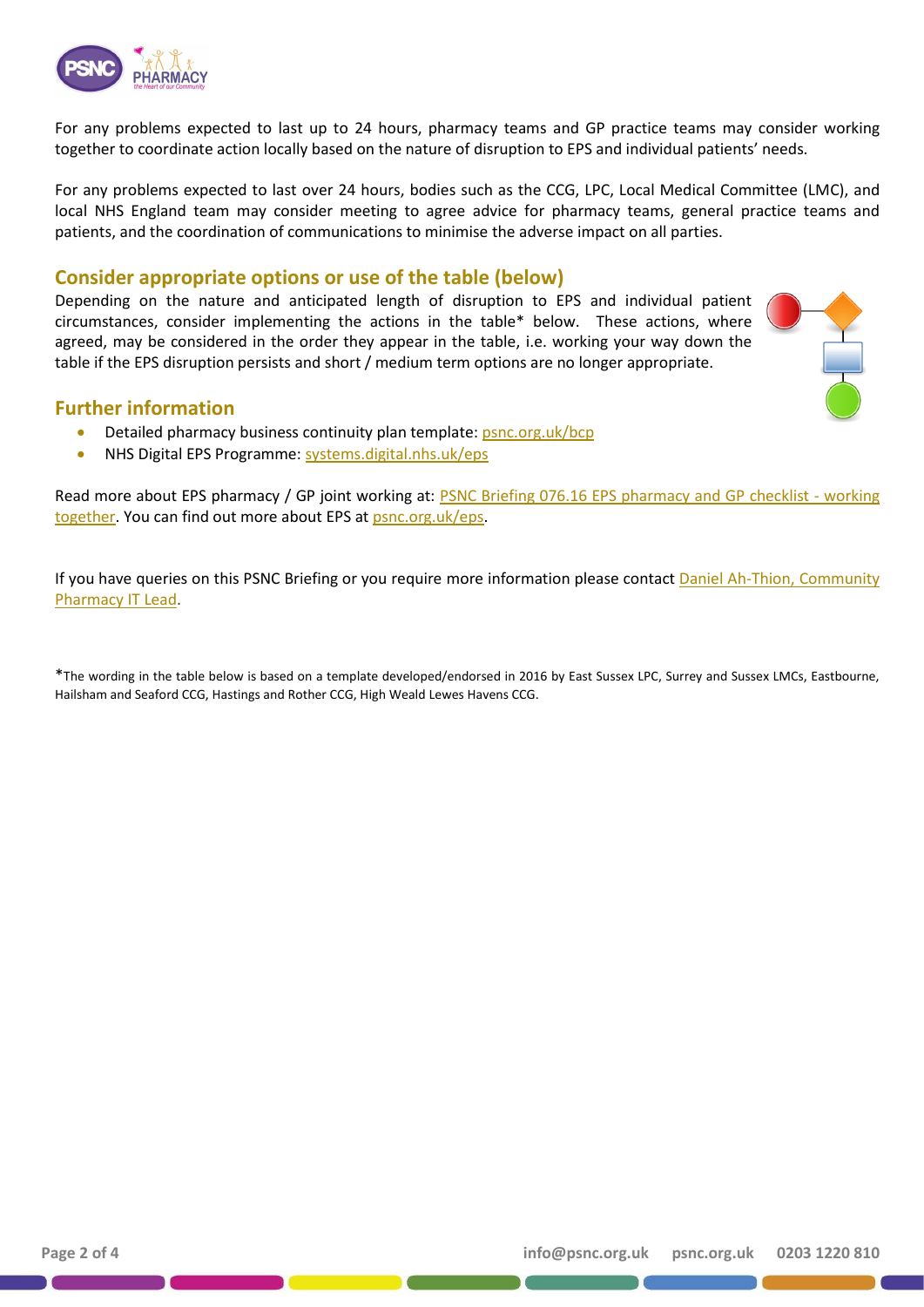For any problems expected to last up to 24 hours, pharmacy teams and GP practice teams may consider working together to coordinate action locally based on the nature of disruption to EPS and individual patients' needs.

For any problems expected to last over 24 hours, bodies such as the CCG, LPC, Local Medical Committee (LMC), and local NHS England team may consider meeting to agree advice for pharmacy teams, general practice teams and patients, and the coordination of communications to minimise the adverse impact on all parties.

## Consider appropriate options or use of the table (below)

Depending on the nature and anticipated length of disruption to EPS and individual patient circumstances, consider implementing the actions in the table* below. These actions, where agreed, may be considered in the order they appear in the table, i.e. working your way down the table if the EPS disruption persists and short / medium term options are no longer appropriate.

## Further information

- Detailed pharmacy business continuity plan template: psnc.org.uk/bcp
- NHS Digital EPS Programme: systems.digital.nhs.uk/eps

Read more about EPS pharmacy / GP joint working at: PSNC Briefing 076.16 EPS pharmacy and GP checklist - working together. You can find out more about EPS at psnc.org.uk/eps.

If you have queries on this PSNC Briefing or you require more information please contact Daniel Ah-Thion, Community Pharmacy IT Lead.

*The wording in the table below is based on a template developed/endorsed in 2016 by East Sussex LPC, Surrey and Sussex LMCs, Eastbourne, Hailsham and Seaford CCG, Hastings and Rother CCG, High Weald Lewes Havens CCG.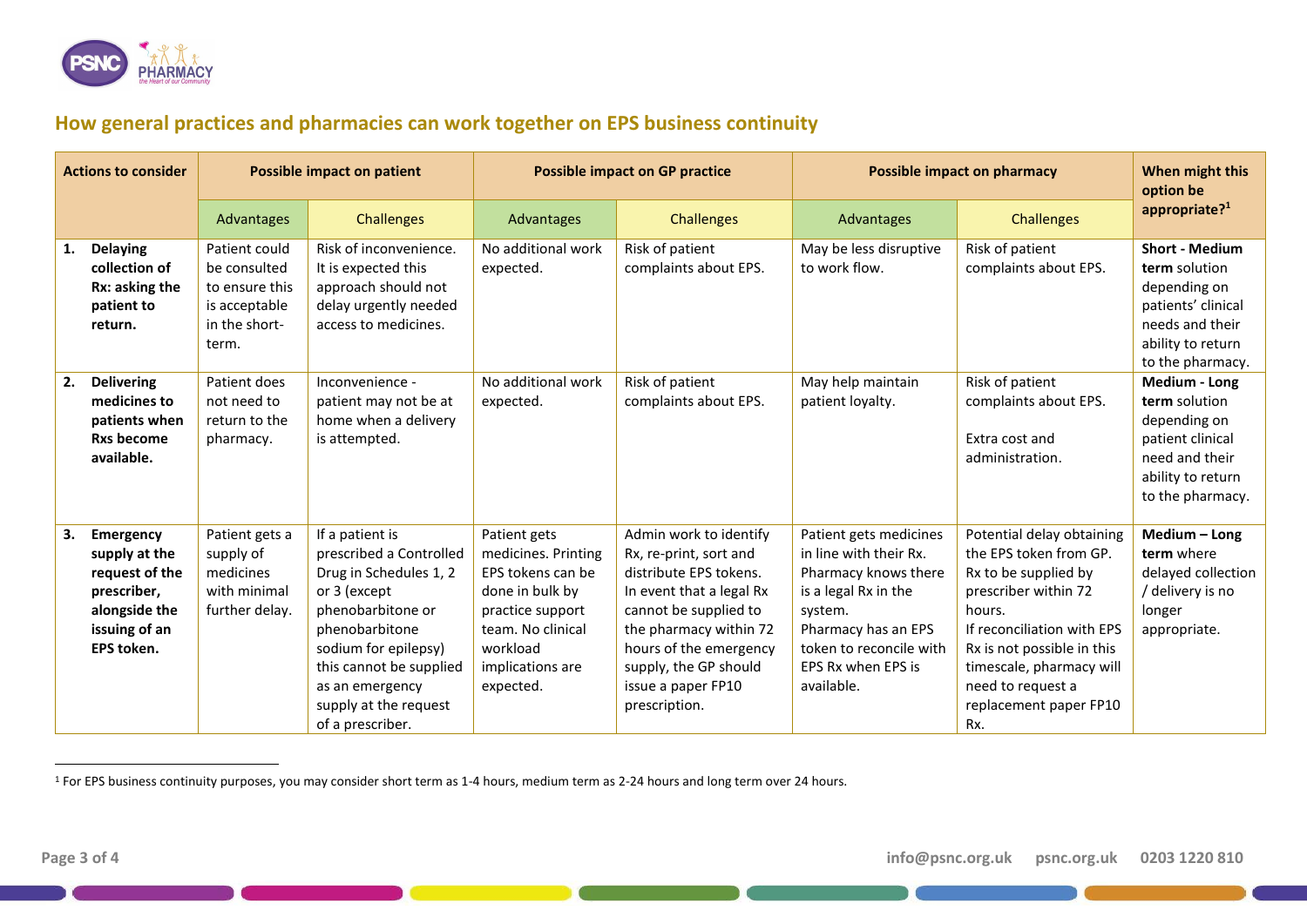## How general practices and pharmacies can work together on EPS business continuity

| Actions to consider | Possible impact on patient | | Possible impact on GP practice | | Possible impact on pharmacy | | When might this option be appropriate?[1] |
|---|---|---|---|---|---|---|---|
| | Advantages | Challenges | Advantages | Challenges | Advantages | Challenges | |
| **1. Delaying collection of Rx: asking the patient to return.** | Patient could be consulted to ensure this is acceptable in the short-term. | Risk of inconvenience. It is expected this approach should not delay urgently needed access to medicines. | No additional work expected. | Risk of patient complaints about EPS. | May be less disruptive to work flow. | Risk of patient complaints about EPS. | **Short - Medium term** solution depending on patients' clinical needs and their ability to return to the pharmacy. |
| **2. Delivering medicines to patients when Rxs become available.** | Patient does not need to return to the pharmacy. | Inconvenience - patient may not be at home when a delivery is attempted. | No additional work expected. | Risk of patient complaints about EPS. | May help maintain patient loyalty. | Risk of patient complaints about EPS.<br><br>Extra cost and administration. | **Medium - Long term** solution depending on patient clinical need and their ability to return to the pharmacy. |
| **3. Emergency supply at the request of the prescriber, alongside the issuing of an EPS token.** | Patient gets a supply of medicines with minimal further delay. | If a patient is prescribed a Controlled Drug in Schedules 1, 2 or 3 (except phenobarbitone or phenobarbitone sodium for epilepsy) this cannot be supplied as an emergency supply at the request of a prescriber. | Patient gets medicines. Printing EPS tokens can be done in bulk by practice support team. No clinical workload implications are expected. | Admin work to identify Rx, re-print, sort and distribute EPS tokens. In event that a legal Rx cannot be supplied to the pharmacy within 72 hours of the emergency supply, the GP should issue a paper FP10 prescription. | Patient gets medicines in line with their Rx. Pharmacy knows there is a legal Rx in the system. Pharmacy has an EPS token to reconcile with EPS Rx when EPS is available. | Potential delay obtaining the EPS token from GP. Rx to be supplied by prescriber within 72 hours. If reconciliation with EPS Rx is not possible in this timescale, pharmacy will need to request a replacement paper FP10 Rx. | **Medium – Long term** where delayed collection / delivery is no longer appropriate. |

[1] For EPS business continuity purposes, you may consider short term as 1-4 hours, medium term as 2-24 hours and long term over 24 hours.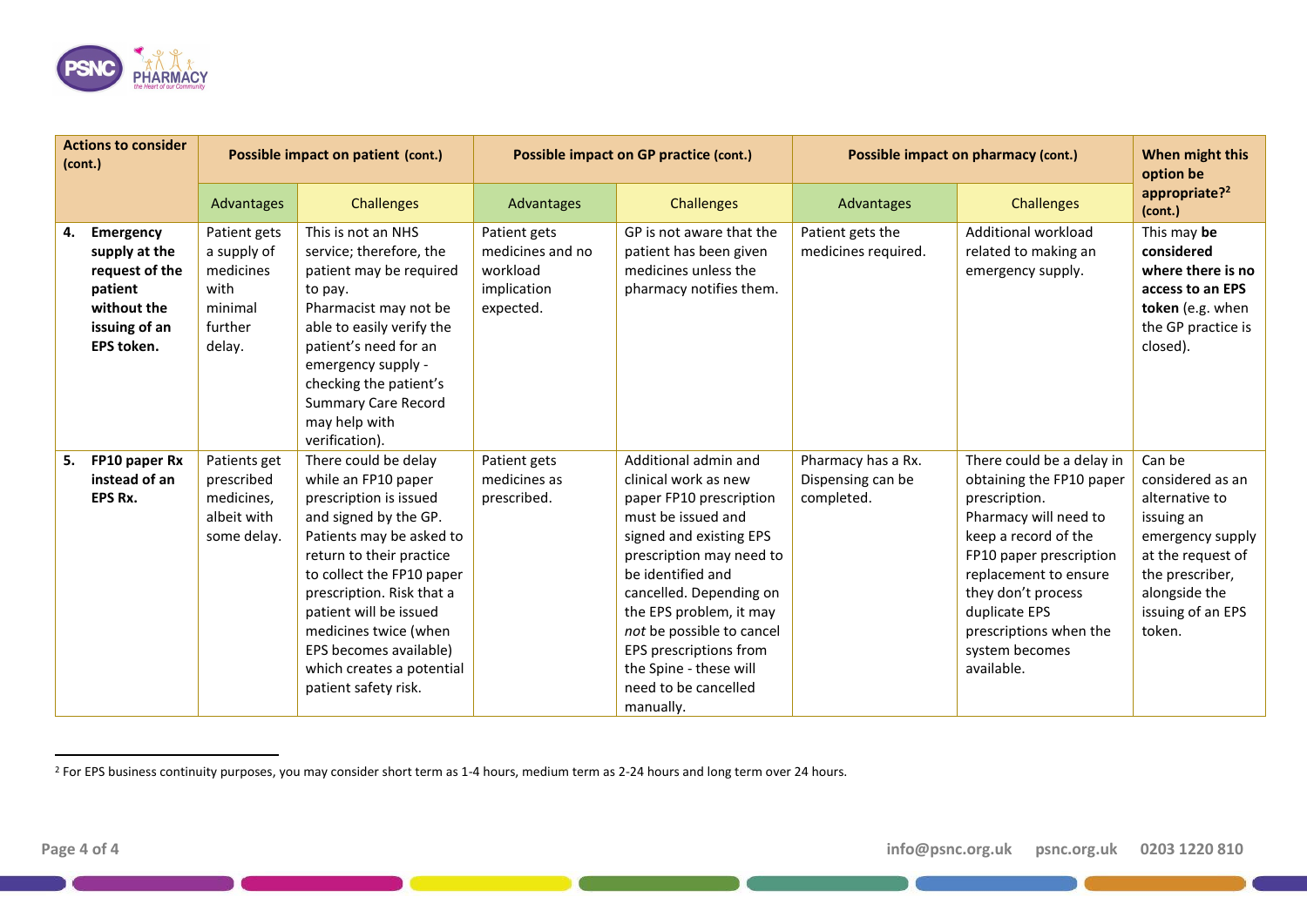| Actions to consider (cont.) | Possible impact on patient (cont.) | | Possible impact on GP practice (cont.) | | Possible impact on pharmacy (cont.) | | When might this option be appropriate?[2] (cont.) |
|---|---|---|---|---|---|---|---|
| | Advantages | Challenges | Advantages | Challenges | Advantages | Challenges | |
| 4. **Emergency supply at the request of the patient without the issuing of an EPS token.** | Patient gets a supply of medicines with minimal further delay. | This is not an NHS service; therefore, the patient may be required to pay. Pharmacist may not be able to easily verify the patient's need for an emergency supply - checking the patient's Summary Care Record may help with verification). | Patient gets medicines and no workload implication expected. | GP is not aware that the patient has been given medicines unless the pharmacy notifies them. | Patient gets the medicines required. | Additional workload related to making an emergency supply. | This may **be considered where there is no access to an EPS token** (e.g. when the GP practice is closed). |
| 5. **FP10 paper Rx instead of an EPS Rx.** | Patients get prescribed medicines, albeit with some delay. | There could be delay while an FP10 paper prescription is issued and signed by the GP. Patients may be asked to return to their practice to collect the FP10 paper prescription. Risk that a patient will be issued medicines twice (when EPS becomes available) which creates a potential patient safety risk. | Patient gets medicines as prescribed. | Additional admin and clinical work as new paper FP10 prescription must be issued and signed and existing EPS prescription may need to be identified and cancelled. Depending on the EPS problem, it may *not* be possible to cancel EPS prescriptions from the Spine - these will need to be cancelled manually. | Pharmacy has a Rx. Dispensing can be completed. | There could be a delay in obtaining the FP10 paper prescription. Pharmacy will need to keep a record of the FP10 paper prescription replacement to ensure they don't process duplicate EPS prescriptions when the system becomes available. | Can be considered as an alternative to issuing an emergency supply at the request of the prescriber, alongside the issuing of an EPS token. |

[2] For EPS business continuity purposes, you may consider short term as 1-4 hours, medium term as 2-24 hours and long term over 24 hours.